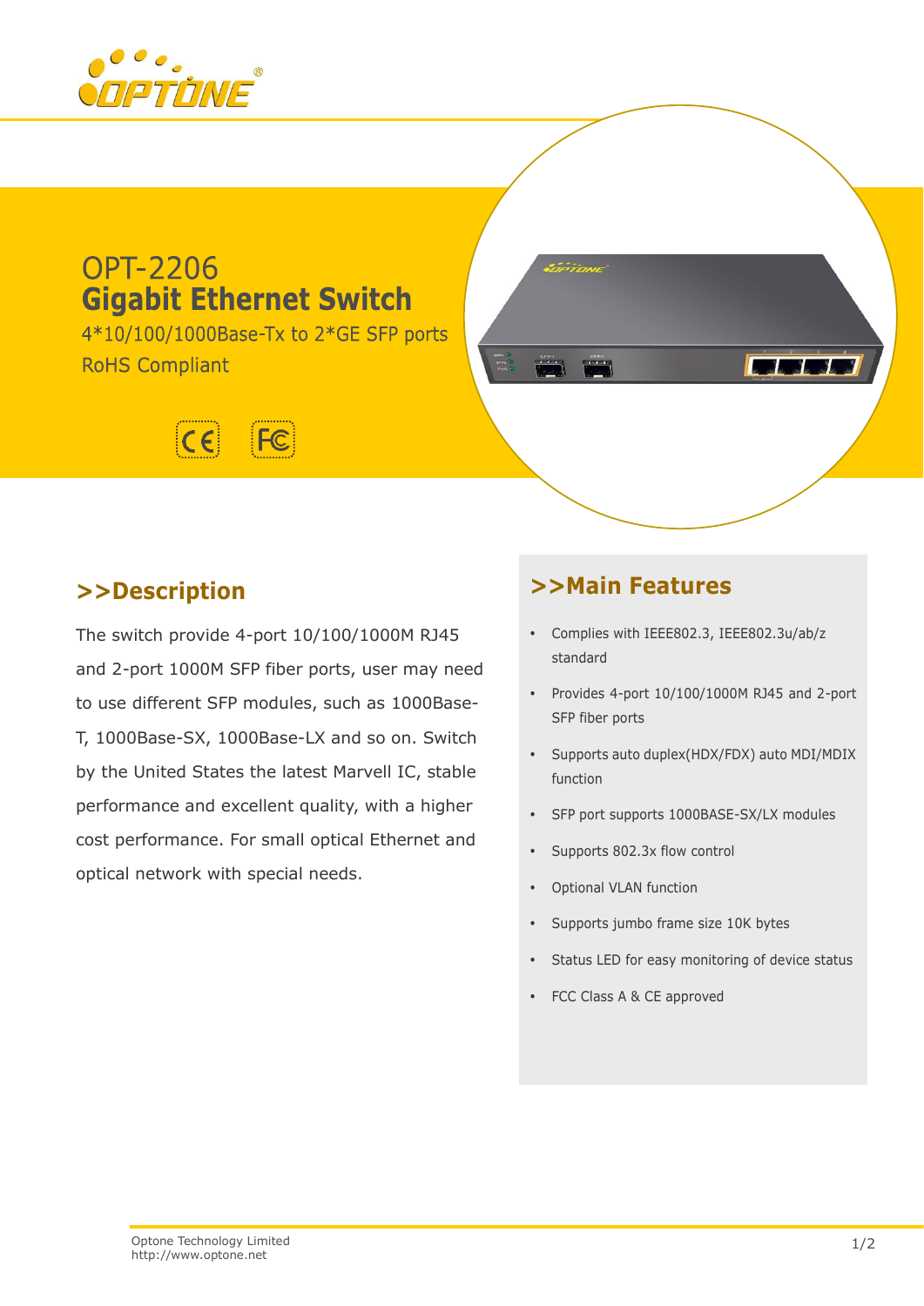# OPT-2206
# Gigabit Ethernet Switch

4*10/100/1000Base-Tx to 2*GE SFP ports

RoHS Compliant

## >>Description

The switch provide 4-port 10/100/1000M RJ45 and 2-port 1000M SFP fiber ports, user may need to use different SFP modules, such as 1000Base-T, 1000Base-SX, 1000Base-LX and so on. Switch by the United States the latest Marvell IC, stable performance and excellent quality, with a higher cost performance. For small optical Ethernet and optical network with special needs.

## >>Main Features

- Complies with IEEE802.3, IEEE802.3u/ab/z standard
- Provides 4-port 10/100/1000M RJ45 and 2-port SFP fiber ports
- Supports auto duplex(HDX/FDX) auto MDI/MDIX function
- SFP port supports 1000BASE-SX/LX modules
- Supports 802.3x flow control
- Optional VLAN function
- Supports jumbo frame size 10K bytes
- Status LED for easy monitoring of device status
- FCC Class A & CE approved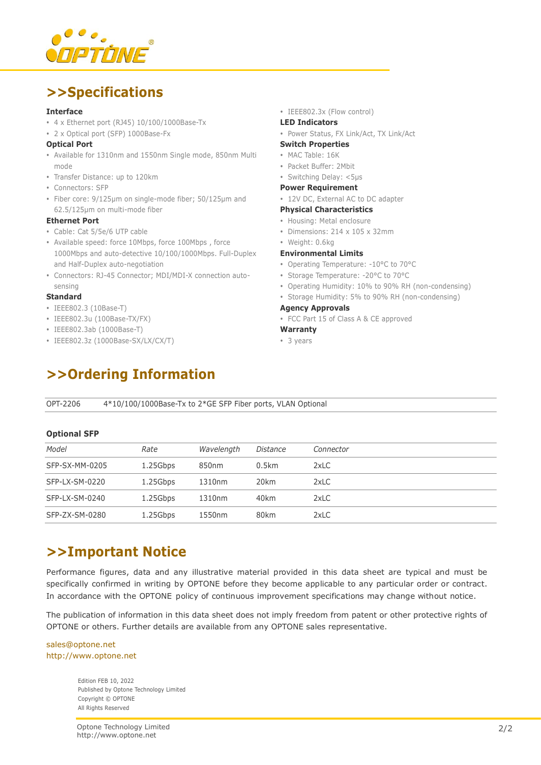## >>Specifications

**Interface**

- 4 x Ethernet port (RJ45) 10/100/1000Base-Tx
- 2 x Optical port (SFP) 1000Base-Fx

**Optical Port**

- Available for 1310nm and 1550nm Single mode, 850nm Multi mode
- Transfer Distance: up to 120km
- Connectors: SFP
- Fiber core: 9/125μm on single-mode fiber; 50/125μm and 62.5/125μm on multi-mode fiber

**Ethernet Port**

- Cable: Cat 5/5e/6 UTP cable
- Available speed: force 10Mbps, force 100Mbps , force 1000Mbps and auto-detective 10/100/1000Mbps. Full-Duplex and Half-Duplex auto-negotiation
- Connectors: RJ-45 Connector; MDI/MDI-X connection auto-sensing

**Standard**

- IEEE802.3 (10Base-T)
- IEEE802.3u (100Base-TX/FX)
- IEEE802.3ab (1000Base-T)
- IEEE802.3z (1000Base-SX/LX/CX/T)
- IEEE802.3x (Flow control)

**LED Indicators**

- Power Status, FX Link/Act, TX Link/Act

**Switch Properties**

- MAC Table: 16K
- Packet Buffer: 2Mbit
- Switching Delay: <5μs

**Power Requirement**

- 12V DC, External AC to DC adapter

**Physical Characteristics**

- Housing: Metal enclosure
- Dimensions: 214 x 105 x 32mm
- Weight: 0.6kg

**Environmental Limits**

- Operating Temperature: -10°C to 70°C
- Storage Temperature: -20°C to 70°C
- Operating Humidity: 10% to 90% RH (non-condensing)
- Storage Humidity: 5% to 90% RH (non-condensing)

**Agency Approvals**

- FCC Part 15 of Class A & CE approved

**Warranty**

- 3 years

## >>Ordering Information

| | |
|---|---|
| OPT-2206 | 4*10/100/1000Base-Tx to 2*GE SFP Fiber ports, VLAN Optional |

**Optional SFP**

| *Model* | *Rate* | *Wavelength* | *Distance* | *Connector* |
|---|---|---|---|---|
| SFP-SX-MM-0205 | 1.25Gbps | 850nm | 0.5km | 2xLC |
| SFP-LX-SM-0220 | 1.25Gbps | 1310nm | 20km | 2xLC |
| SFP-LX-SM-0240 | 1.25Gbps | 1310nm | 40km | 2xLC |
| SFP-ZX-SM-0280 | 1.25Gbps | 1550nm | 80km | 2xLC |

## >>Important Notice

Performance figures, data and any illustrative material provided in this data sheet are typical and must be specifically confirmed in writing by OPTONE before they become applicable to any particular order or contract. In accordance with the OPTONE policy of continuous improvement specifications may change without notice.

The publication of information in this data sheet does not imply freedom from patent or other protective rights of OPTONE or others. Further details are available from any OPTONE sales representative.

sales@optone.net
http://www.optone.net

Edition FEB 10, 2022
Published by Optone Technology Limited
Copyright © OPTONE
All Rights Reserved